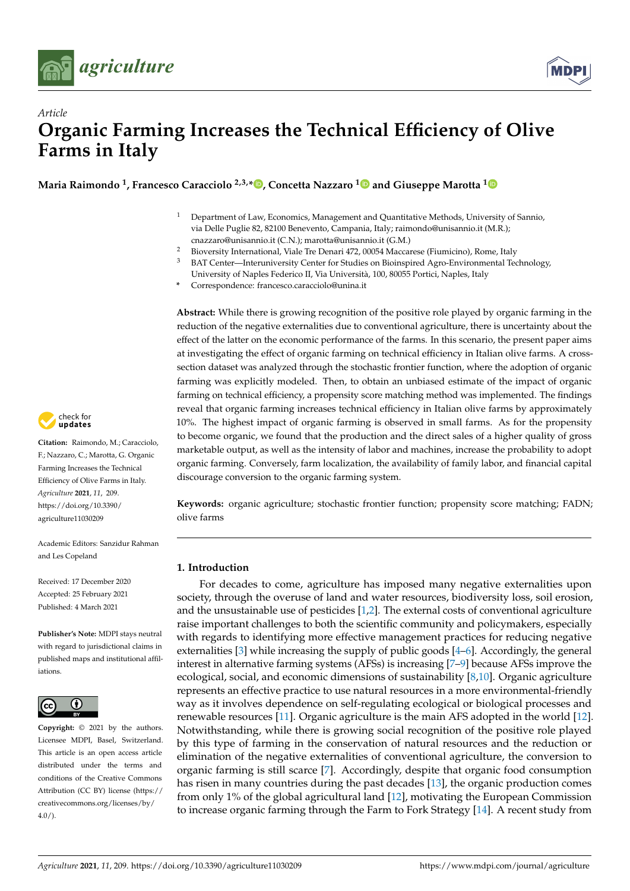*Article*

# Organic Farming Increases the Technical Efficiency of Olive Farms in Italy

**Maria Raimondo [1], Francesco Caracciolo [2,3,*], Concetta Nazzaro [1] and Giuseppe Marotta [1]**

[1] Department of Law, Economics, Management and Quantitative Methods, University of Sannio, via Delle Puglie 82, 82100 Benevento, Campania, Italy; raimondo@unisannio.it (M.R.); cnazzaro@unisannio.it (C.N.); marotta@unisannio.it (G.M.)

[2] Bioversity International, Viale Tre Denari 472, 00054 Maccarese (Fiumicino), Rome, Italy

[3] BAT Center—Interuniversity Center for Studies on Bioinspired Agro-Environmental Technology, University of Naples Federico II, Via Università, 100, 80055 Portici, Naples, Italy

\* Correspondence: francesco.caracciolo@unina.it

**Citation:** Raimondo, M.; Caracciolo, F.; Nazzaro, C.; Marotta, G. Organic Farming Increases the Technical Efficiency of Olive Farms in Italy. *Agriculture* **2021**, *11*, 209. https://doi.org/10.3390/agriculture11030209

Academic Editors: Sanzidur Rahman and Les Copeland

Received: 17 December 2020
Accepted: 25 February 2021
Published: 4 March 2021

**Publisher's Note:** MDPI stays neutral with regard to jurisdictional claims in published maps and institutional affiliations.

**Copyright:** © 2021 by the authors. Licensee MDPI, Basel, Switzerland. This article is an open access article distributed under the terms and conditions of the Creative Commons Attribution (CC BY) license (https://creativecommons.org/licenses/by/4.0/).

**Abstract:** While there is growing recognition of the positive role played by organic farming in the reduction of the negative externalities due to conventional agriculture, there is uncertainty about the effect of the latter on the economic performance of the farms. In this scenario, the present paper aims at investigating the effect of organic farming on technical efficiency in Italian olive farms. A cross-section dataset was analyzed through the stochastic frontier function, where the adoption of organic farming was explicitly modeled. Then, to obtain an unbiased estimate of the impact of organic farming on technical efficiency, a propensity score matching method was implemented. The findings reveal that organic farming increases technical efficiency in Italian olive farms by approximately 10%. The highest impact of organic farming is observed in small farms. As for the propensity to become organic, we found that the production and the direct sales of a higher quality of gross marketable output, as well as the intensity of labor and machines, increase the probability to adopt organic farming. Conversely, farm localization, the availability of family labor, and financial capital discourage conversion to the organic farming system.

**Keywords:** organic agriculture; stochastic frontier function; propensity score matching; FADN; olive farms

## 1. Introduction

For decades to come, agriculture has imposed many negative externalities upon society, through the overuse of land and water resources, biodiversity loss, soil erosion, and the unsustainable use of pesticides [1,2]. The external costs of conventional agriculture raise important challenges to both the scientific community and policymakers, especially with regards to identifying more effective management practices for reducing negative externalities [3] while increasing the supply of public goods [4–6]. Accordingly, the general interest in alternative farming systems (AFSs) is increasing [7–9] because AFSs improve the ecological, social, and economic dimensions of sustainability [8,10]. Organic agriculture represents an effective practice to use natural resources in a more environmental-friendly way as it involves dependence on self-regulating ecological or biological processes and renewable resources [11]. Organic agriculture is the main AFS adopted in the world [12]. Notwithstanding, while there is growing social recognition of the positive role played by this type of farming in the conservation of natural resources and the reduction or elimination of the negative externalities of conventional agriculture, the conversion to organic farming is still scarce [7]. Accordingly, despite that organic food consumption has risen in many countries during the past decades [13], the organic production comes from only 1% of the global agricultural land [12], motivating the European Commission to increase organic farming through the Farm to Fork Strategy [14]. A recent study from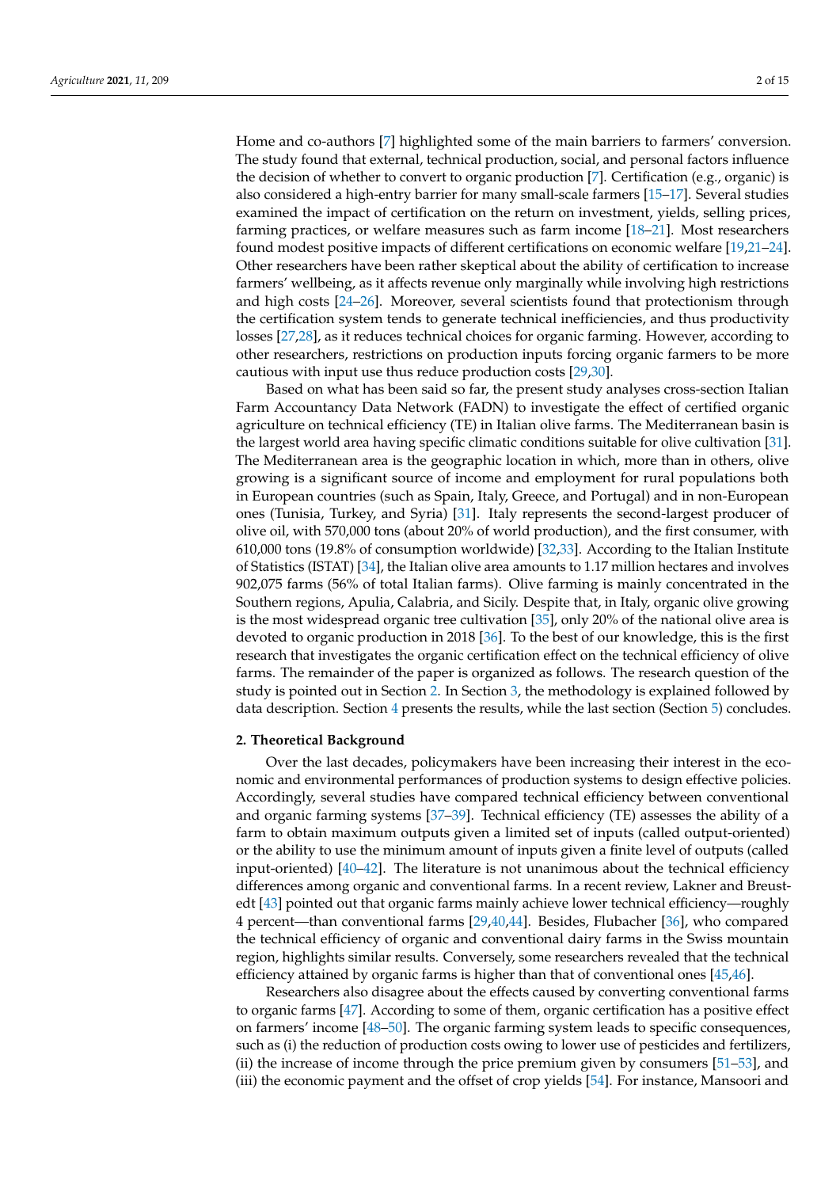Home and co-authors [7] highlighted some of the main barriers to farmers' conversion. The study found that external, technical production, social, and personal factors influence the decision of whether to convert to organic production [7]. Certification (e.g., organic) is also considered a high-entry barrier for many small-scale farmers [15–17]. Several studies examined the impact of certification on the return on investment, yields, selling prices, farming practices, or welfare measures such as farm income [18–21]. Most researchers found modest positive impacts of different certifications on economic welfare [19,21–24]. Other researchers have been rather skeptical about the ability of certification to increase farmers' wellbeing, as it affects revenue only marginally while involving high restrictions and high costs [24–26]. Moreover, several scientists found that protectionism through the certification system tends to generate technical inefficiencies, and thus productivity losses [27,28], as it reduces technical choices for organic farming. However, according to other researchers, restrictions on production inputs forcing organic farmers to be more cautious with input use thus reduce production costs [29,30].

Based on what has been said so far, the present study analyses cross-section Italian Farm Accountancy Data Network (FADN) to investigate the effect of certified organic agriculture on technical efficiency (TE) in Italian olive farms. The Mediterranean basin is the largest world area having specific climatic conditions suitable for olive cultivation [31]. The Mediterranean area is the geographic location in which, more than in others, olive growing is a significant source of income and employment for rural populations both in European countries (such as Spain, Italy, Greece, and Portugal) and in non-European ones (Tunisia, Turkey, and Syria) [31]. Italy represents the second-largest producer of olive oil, with 570,000 tons (about 20% of world production), and the first consumer, with 610,000 tons (19.8% of consumption worldwide) [32,33]. According to the Italian Institute of Statistics (ISTAT) [34], the Italian olive area amounts to 1.17 million hectares and involves 902,075 farms (56% of total Italian farms). Olive farming is mainly concentrated in the Southern regions, Apulia, Calabria, and Sicily. Despite that, in Italy, organic olive growing is the most widespread organic tree cultivation [35], only 20% of the national olive area is devoted to organic production in 2018 [36]. To the best of our knowledge, this is the first research that investigates the organic certification effect on the technical efficiency of olive farms. The remainder of the paper is organized as follows. The research question of the study is pointed out in Section 2. In Section 3, the methodology is explained followed by data description. Section 4 presents the results, while the last section (Section 5) concludes.

## 2. Theoretical Background

Over the last decades, policymakers have been increasing their interest in the economic and environmental performances of production systems to design effective policies. Accordingly, several studies have compared technical efficiency between conventional and organic farming systems [37–39]. Technical efficiency (TE) assesses the ability of a farm to obtain maximum outputs given a limited set of inputs (called output-oriented) or the ability to use the minimum amount of inputs given a finite level of outputs (called input-oriented) [40–42]. The literature is not unanimous about the technical efficiency differences among organic and conventional farms. In a recent review, Lakner and Breustedt [43] pointed out that organic farms mainly achieve lower technical efficiency—roughly 4 percent—than conventional farms [29,40,44]. Besides, Flubacher [36], who compared the technical efficiency of organic and conventional dairy farms in the Swiss mountain region, highlights similar results. Conversely, some researchers revealed that the technical efficiency attained by organic farms is higher than that of conventional ones [45,46].

Researchers also disagree about the effects caused by converting conventional farms to organic farms [47]. According to some of them, organic certification has a positive effect on farmers' income [48–50]. The organic farming system leads to specific consequences, such as (i) the reduction of production costs owing to lower use of pesticides and fertilizers, (ii) the increase of income through the price premium given by consumers [51–53], and (iii) the economic payment and the offset of crop yields [54]. For instance, Mansoori and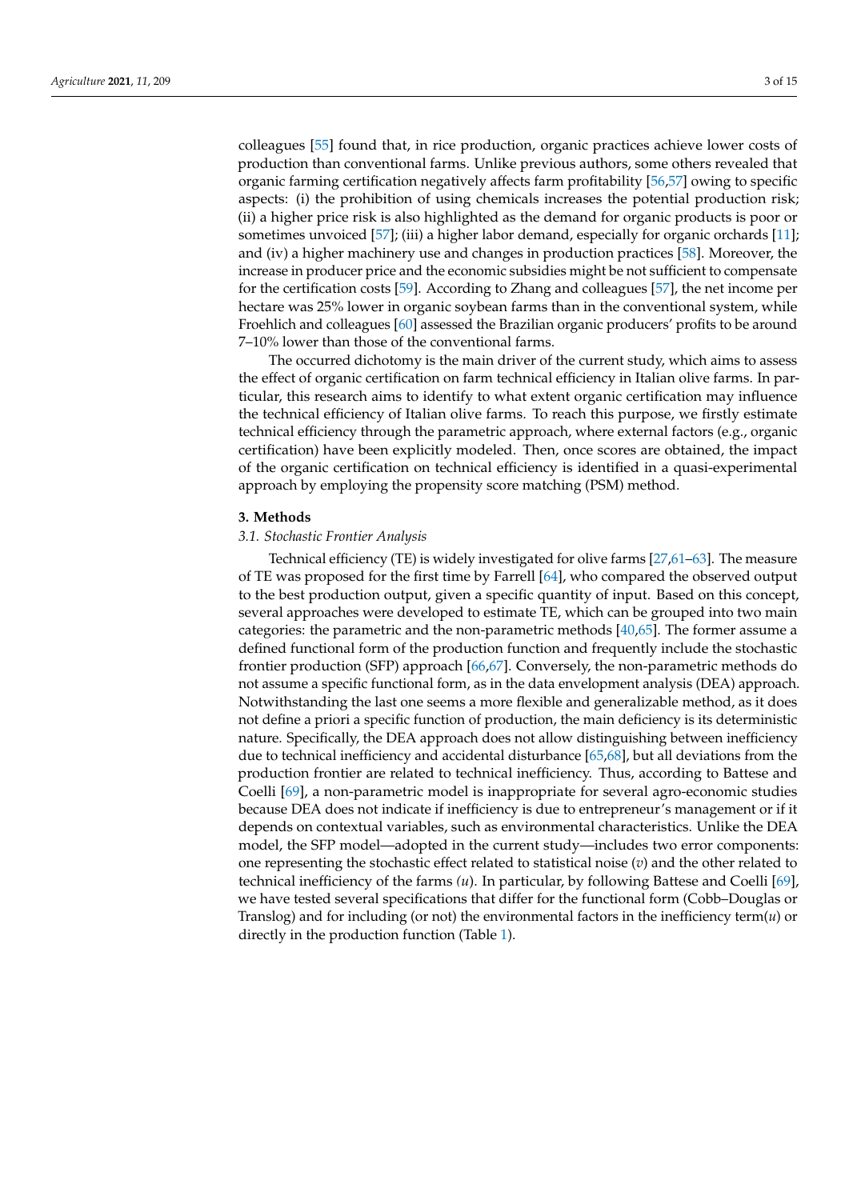colleagues [55] found that, in rice production, organic practices achieve lower costs of production than conventional farms. Unlike previous authors, some others revealed that organic farming certification negatively affects farm profitability [56,57] owing to specific aspects: (i) the prohibition of using chemicals increases the potential production risk; (ii) a higher price risk is also highlighted as the demand for organic products is poor or sometimes unvoiced [57]; (iii) a higher labor demand, especially for organic orchards [11]; and (iv) a higher machinery use and changes in production practices [58]. Moreover, the increase in producer price and the economic subsidies might be not sufficient to compensate for the certification costs [59]. According to Zhang and colleagues [57], the net income per hectare was 25% lower in organic soybean farms than in the conventional system, while Froehlich and colleagues [60] assessed the Brazilian organic producers' profits to be around 7–10% lower than those of the conventional farms.

The occurred dichotomy is the main driver of the current study, which aims to assess the effect of organic certification on farm technical efficiency in Italian olive farms. In particular, this research aims to identify to what extent organic certification may influence the technical efficiency of Italian olive farms. To reach this purpose, we firstly estimate technical efficiency through the parametric approach, where external factors (e.g., organic certification) have been explicitly modeled. Then, once scores are obtained, the impact of the organic certification on technical efficiency is identified in a quasi-experimental approach by employing the propensity score matching (PSM) method.

## 3. Methods

### 3.1. Stochastic Frontier Analysis

Technical efficiency (TE) is widely investigated for olive farms [27,61–63]. The measure of TE was proposed for the first time by Farrell [64], who compared the observed output to the best production output, given a specific quantity of input. Based on this concept, several approaches were developed to estimate TE, which can be grouped into two main categories: the parametric and the non-parametric methods [40,65]. The former assume a defined functional form of the production function and frequently include the stochastic frontier production (SFP) approach [66,67]. Conversely, the non-parametric methods do not assume a specific functional form, as in the data envelopment analysis (DEA) approach. Notwithstanding the last one seems a more flexible and generalizable method, as it does not define a priori a specific function of production, the main deficiency is its deterministic nature. Specifically, the DEA approach does not allow distinguishing between inefficiency due to technical inefficiency and accidental disturbance [65,68], but all deviations from the production frontier are related to technical inefficiency. Thus, according to Battese and Coelli [69], a non-parametric model is inappropriate for several agro-economic studies because DEA does not indicate if inefficiency is due to entrepreneur's management or if it depends on contextual variables, such as environmental characteristics. Unlike the DEA model, the SFP model—adopted in the current study—includes two error components: one representing the stochastic effect related to statistical noise ($v$) and the other related to technical inefficiency of the farms ($u$). In particular, by following Battese and Coelli [69], we have tested several specifications that differ for the functional form (Cobb–Douglas or Translog) and for including (or not) the environmental factors in the inefficiency term($u$) or directly in the production function (Table 1).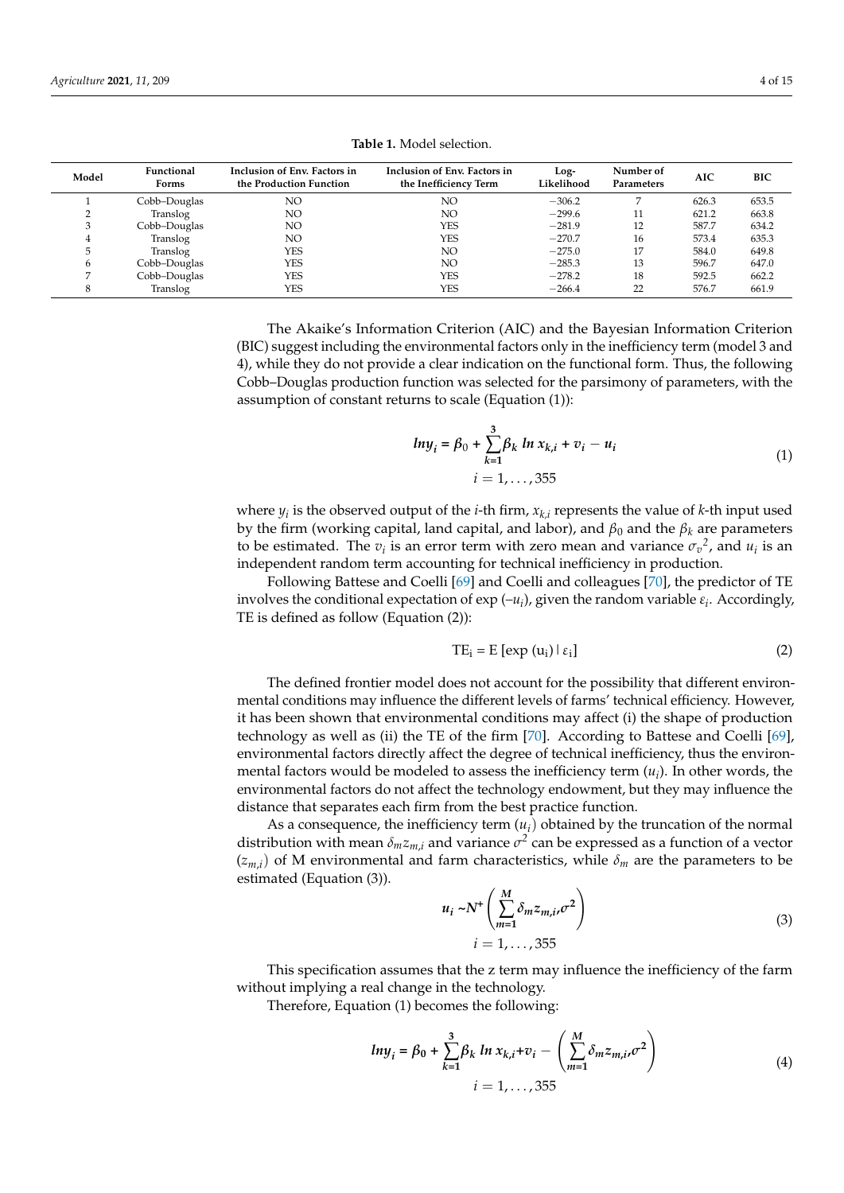**Table 1.** Model selection.

| Model | Functional Forms | Inclusion of Env. Factors in the Production Function | Inclusion of Env. Factors in the Inefficiency Term | Log-Likelihood | Number of Parameters | AIC | BIC |
|---|---|---|---|---|---|---|---|
| 1 | Cobb–Douglas | NO | NO | −306.2 | 7 | 626.3 | 653.5 |
| 2 | Translog | NO | NO | −299.6 | 11 | 621.2 | 663.8 |
| 3 | Cobb–Douglas | NO | YES | −281.9 | 12 | 587.7 | 634.2 |
| 4 | Translog | NO | YES | −270.7 | 16 | 573.4 | 635.3 |
| 5 | Translog | YES | NO | −275.0 | 17 | 584.0 | 649.8 |
| 6 | Cobb–Douglas | YES | NO | −285.3 | 13 | 596.7 | 647.0 |
| 7 | Cobb–Douglas | YES | YES | −278.2 | 18 | 592.5 | 662.2 |
| 8 | Translog | YES | YES | −266.4 | 22 | 576.7 | 661.9 |

The Akaike's Information Criterion (AIC) and the Bayesian Information Criterion (BIC) suggest including the environmental factors only in the inefficiency term (model 3 and 4), while they do not provide a clear indication on the functional form. Thus, the following Cobb–Douglas production function was selected for the parsimony of parameters, with the assumption of constant returns to scale (Equation (1)):

$$\boldsymbol{lny_i} = \beta_0 + \sum_{k=1}^{3} \beta_k \, \boldsymbol{ln} \, x_{k,i} + v_i - u_i \qquad i = 1, \ldots, 355 \tag{1}$$

where $y_i$ is the observed output of the $i$-th firm, $x_{k,i}$ represents the value of $k$-th input used by the firm (working capital, land capital, and labor), and $\beta_0$ and the $\beta_k$ are parameters to be estimated. The $v_i$ is an error term with zero mean and variance $\sigma_v{}^2$, and $u_i$ is an independent random term accounting for technical inefficiency in production.

Following Battese and Coelli [69] and Coelli and colleagues [70], the predictor of TE involves the conditional expectation of exp ($-u_i$), given the random variable $\varepsilon_i$. Accordingly, TE is defined as follow (Equation (2)):

$$\mathrm{TE_i} = \mathrm{E}\left[\exp\left(\mathrm{u_i}\right) \mid \varepsilon_\mathrm{i}\right] \tag{2}$$

The defined frontier model does not account for the possibility that different environmental conditions may influence the different levels of farms' technical efficiency. However, it has been shown that environmental conditions may affect (i) the shape of production technology as well as (ii) the TE of the firm [70]. According to Battese and Coelli [69], environmental factors directly affect the degree of technical inefficiency, thus the environmental factors would be modeled to assess the inefficiency term ($u_i$). In other words, the environmental factors do not affect the technology endowment, but they may influence the distance that separates each firm from the best practice function.

As a consequence, the inefficiency term ($u_i$) obtained by the truncation of the normal distribution with mean $\delta_m z_{m,i}$ and variance $\sigma^2$ can be expressed as a function of a vector ($z_{m,i}$) of M environmental and farm characteristics, while $\delta_m$ are the parameters to be estimated (Equation (3)).

$$\boldsymbol{u_i} \sim \boldsymbol{N^+}\left(\sum_{m=1}^{M} \delta_m z_{m,i}, \sigma^2\right) \qquad i = 1, \ldots, 355 \tag{3}$$

This specification assumes that the z term may influence the inefficiency of the farm without implying a real change in the technology.

Therefore, Equation (1) becomes the following:

$$\boldsymbol{lny_i} = \boldsymbol{\beta_0} + \sum_{k=1}^{3} \beta_k \, \boldsymbol{ln} \, x_{k,i} + v_i - \left(\sum_{m=1}^{M} \delta_m z_{m,i}, \sigma^2\right) \qquad i = 1, \ldots, 355 \tag{4}$$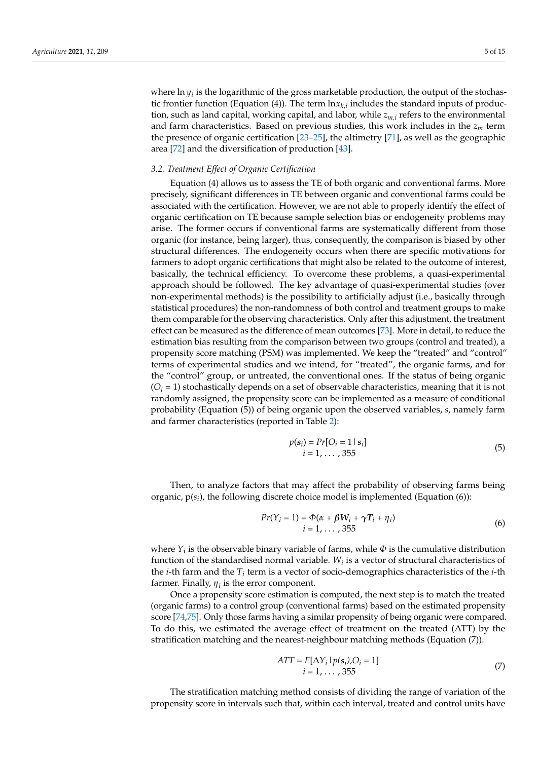where $\ln y_i$ is the logarithmic of the gross marketable production, the output of the stochastic frontier function (Equation (4)). The term $\ln x_{k,i}$ includes the standard inputs of production, such as land capital, working capital, and labor, while $z_{m,i}$ refers to the environmental and farm characteristics. Based on previous studies, this work includes in the $z_m$ term the presence of organic certification [23–25], the altimetry [71], as well as the geographic area [72] and the diversification of production [43].

### 3.2. Treatment Effect of Organic Certification

Equation (4) allows us to assess the TE of both organic and conventional farms. More precisely, significant differences in TE between organic and conventional farms could be associated with the certification. However, we are not able to properly identify the effect of organic certification on TE because sample selection bias or endogeneity problems may arise. The former occurs if conventional farms are systematically different from those organic (for instance, being larger), thus, consequently, the comparison is biased by other structural differences. The endogeneity occurs when there are specific motivations for farmers to adopt organic certifications that might also be related to the outcome of interest, basically, the technical efficiency. To overcome these problems, a quasi-experimental approach should be followed. The key advantage of quasi-experimental studies (over non-experimental methods) is the possibility to artificially adjust (i.e., basically through statistical procedures) the non-randomness of both control and treatment groups to make them comparable for the observing characteristics. Only after this adjustment, the treatment effect can be measured as the difference of mean outcomes [73]. More in detail, to reduce the estimation bias resulting from the comparison between two groups (control and treated), a propensity score matching (PSM) was implemented. We keep the "treated" and "control" terms of experimental studies and we intend, for "treated", the organic farms, and for the "control" group, or untreated, the conventional ones. If the status of being organic ($O_i = 1$) stochastically depends on a set of observable characteristics, meaning that it is not randomly assigned, the propensity score can be implemented as a measure of conditional probability (Equation (5)) of being organic upon the observed variables, $s$, namely farm and farmer characteristics (reported in Table 2):

$$p(\boldsymbol{s}_i) = Pr[O_i = 1 \mid \boldsymbol{s}_i] \quad i = 1, \ldots, 355 \tag{5}$$

Then, to analyze factors that may affect the probability of observing farms being organic, $p(s_i)$, the following discrete choice model is implemented (Equation (6)):

$$Pr(Y_i = 1) = \Phi(\alpha + \boldsymbol{\beta W}_i + \boldsymbol{\gamma T}_i + \eta_i) \quad i = 1, \ldots, 355 \tag{6}$$

where $Y_i$ is the observable binary variable of farms, while $\Phi$ is the cumulative distribution function of the standardised normal variable. $W_i$ is a vector of structural characteristics of the $i$-th farm and the $T_i$ term is a vector of socio-demographics characteristics of the $i$-th farmer. Finally, $\eta_i$ is the error component.

Once a propensity score estimation is computed, the next step is to match the treated (organic farms) to a control group (conventional farms) based on the estimated propensity score [74,75]. Only those farms having a similar propensity of being organic were compared. To do this, we estimated the average effect of treatment on the treated (ATT) by the stratification matching and the nearest-neighbour matching methods (Equation (7)).

$$ATT = E[\Delta Y_i \mid p(\boldsymbol{s}_i), O_i = 1] \quad i = 1, \ldots, 355 \tag{7}$$

The stratification matching method consists of dividing the range of variation of the propensity score in intervals such that, within each interval, treated and control units have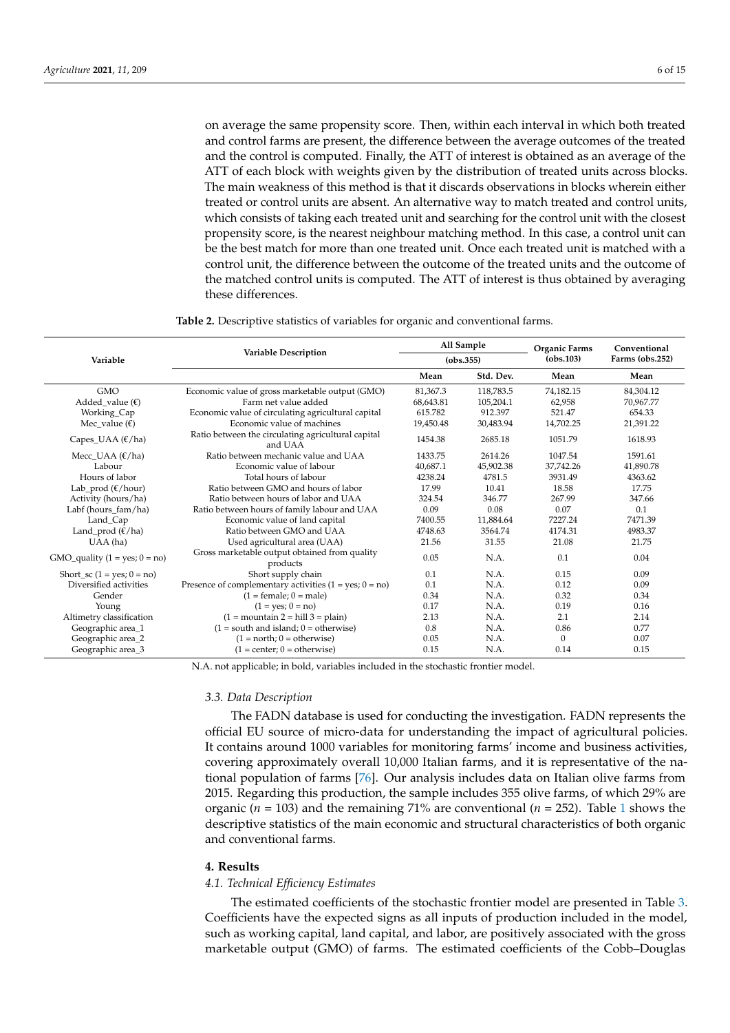on average the same propensity score. Then, within each interval in which both treated and control farms are present, the difference between the average outcomes of the treated and the control is computed. Finally, the ATT of interest is obtained as an average of the ATT of each block with weights given by the distribution of treated units across blocks. The main weakness of this method is that it discards observations in blocks wherein either treated or control units are absent. An alternative way to match treated and control units, which consists of taking each treated unit and searching for the control unit with the closest propensity score, is the nearest neighbour matching method. In this case, a control unit can be the best match for more than one treated unit. Once each treated unit is matched with a control unit, the difference between the outcome of the treated units and the outcome of the matched control units is computed. The ATT of interest is thus obtained by averaging these differences.

**Table 2.** Descriptive statistics of variables for organic and conventional farms.

| Variable | Variable Description | All Sample (obs.355) | | Organic Farms (obs.103) | Conventional Farms (obs.252) |
|---|---|---|---|---|---|
| | | **Mean** | **Std. Dev.** | **Mean** | **Mean** |
| GMO | Economic value of gross marketable output (GMO) | 81,367.3 | 118,783.5 | 74,182.15 | 84,304.12 |
| Added_value (€) | Farm net value added | 68,643.81 | 105,204.1 | 62,958 | 70,967.77 |
| Working_Cap | Economic value of circulating agricultural capital | 615.782 | 912.397 | 521.47 | 654.33 |
| Mec_value (€) | Economic value of machines | 19,450.48 | 30,483.94 | 14,702.25 | 21,391.22 |
| Capes_UAA (€/ha) | Ratio between the circulating agricultural capital and UAA | 1454.38 | 2685.18 | 1051.79 | 1618.93 |
| Mecc_UAA (€/ha) | Ratio between mechanic value and UAA | 1433.75 | 2614.26 | 1047.54 | 1591.61 |
| Labour | Economic value of labour | 40,687.1 | 45,902.38 | 37,742.26 | 41,890.78 |
| Hours of labor | Total hours of labour | 4238.24 | 4781.5 | 3931.49 | 4363.62 |
| Lab_prod (€/hour) | Ratio between GMO and hours of labor | 17.99 | 10.41 | 18.58 | 17.75 |
| Activity (hours/ha) | Ratio between hours of labor and UAA | 324.54 | 346.77 | 267.99 | 347.66 |
| Labf (hours_fam/ha) | Ratio between hours of family labour and UAA | 0.09 | 0.08 | 0.07 | 0.1 |
| Land_Cap | Economic value of land capital | 7400.55 | 11,884.64 | 7227.24 | 7471.39 |
| Land_prod (€/ha) | Ratio between GMO and UAA | 4748.63 | 3564.74 | 4174.31 | 4983.37 |
| UAA (ha) | Used agricultural area (UAA) | 21.56 | 31.55 | 21.08 | 21.75 |
| GMO_quality (1 = yes; 0 = no) | Gross marketable output obtained from quality products | 0.05 | N.A. | 0.1 | 0.04 |
| Short_sc (1 = yes; 0 = no) | Short supply chain | 0.1 | N.A. | 0.15 | 0.09 |
| Diversified activities | Presence of complementary activities (1 = yes; 0 = no) | 0.1 | N.A. | 0.12 | 0.09 |
| Gender | (1 = female; 0 = male) | 0.34 | N.A. | 0.32 | 0.34 |
| Young | (1 = yes; 0 = no) | 0.17 | N.A. | 0.19 | 0.16 |
| Altimetry classification | (1 = mountain 2 = hill 3 = plain) | 2.13 | N.A. | 2.1 | 2.14 |
| Geographic area_1 | (1 = south and island; 0 = otherwise) | 0.8 | N.A. | 0.86 | 0.77 |
| Geographic area_2 | (1 = north; 0 = otherwise) | 0.05 | N.A. | 0 | 0.07 |
| Geographic area_3 | (1 = center; 0 = otherwise) | 0.15 | N.A. | 0.14 | 0.15 |

N.A. not applicable; in bold, variables included in the stochastic frontier model.

### 3.3. Data Description

The FADN database is used for conducting the investigation. FADN represents the official EU source of micro-data for understanding the impact of agricultural policies. It contains around 1000 variables for monitoring farms' income and business activities, covering approximately overall 10,000 Italian farms, and it is representative of the national population of farms [76]. Our analysis includes data on Italian olive farms from 2015. Regarding this production, the sample includes 355 olive farms, of which 29% are organic ($n$ = 103) and the remaining 71% are conventional ($n$ = 252). Table 1 shows the descriptive statistics of the main economic and structural characteristics of both organic and conventional farms.

## 4. Results

### 4.1. Technical Efficiency Estimates

The estimated coefficients of the stochastic frontier model are presented in Table 3. Coefficients have the expected signs as all inputs of production included in the model, such as working capital, land capital, and labor, are positively associated with the gross marketable output (GMO) of farms. The estimated coefficients of the Cobb–Douglas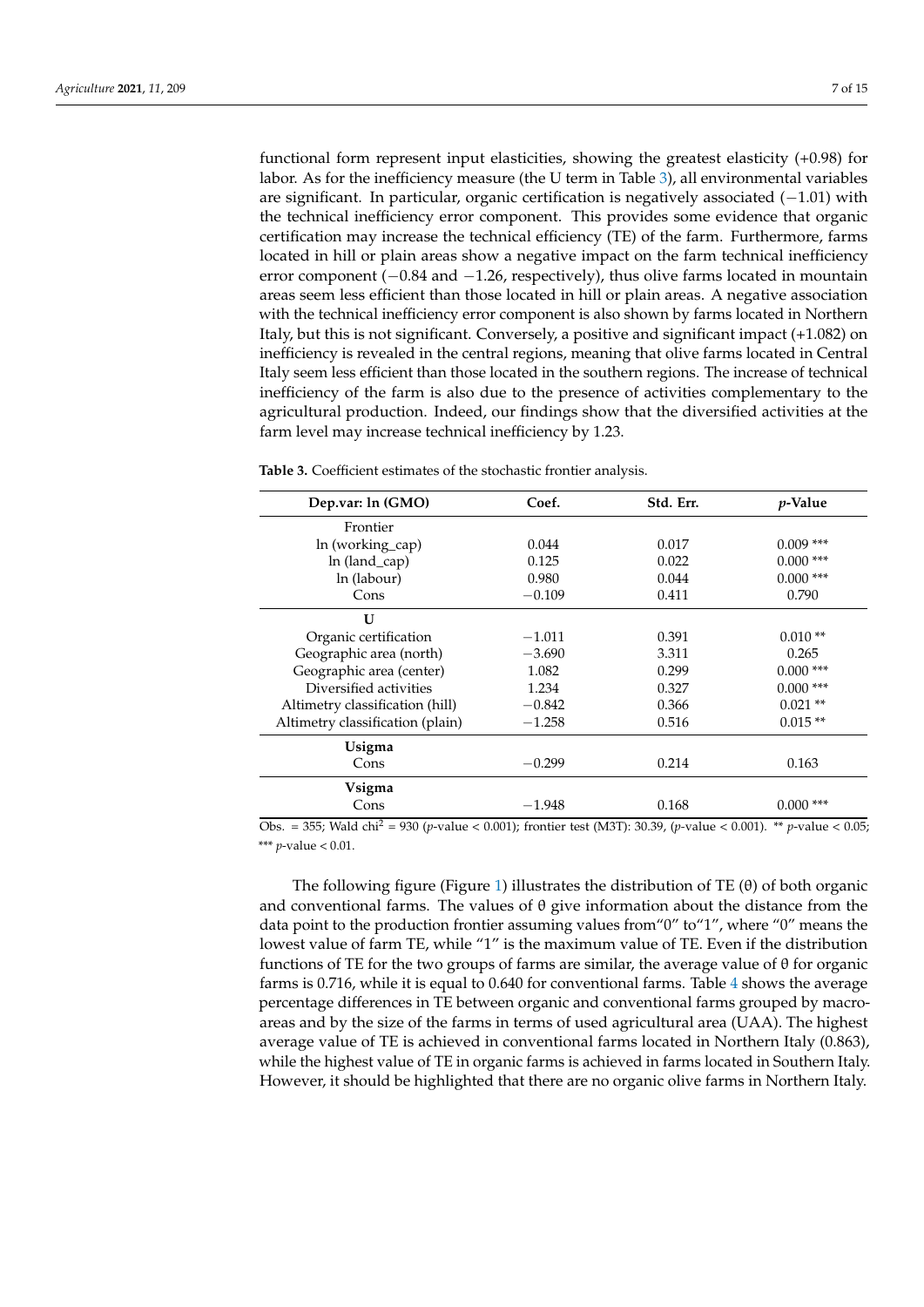functional form represent input elasticities, showing the greatest elasticity (+0.98) for labor. As for the inefficiency measure (the U term in Table 3), all environmental variables are significant. In particular, organic certification is negatively associated (−1.01) with the technical inefficiency error component. This provides some evidence that organic certification may increase the technical efficiency (TE) of the farm. Furthermore, farms located in hill or plain areas show a negative impact on the farm technical inefficiency error component (−0.84 and −1.26, respectively), thus olive farms located in mountain areas seem less efficient than those located in hill or plain areas. A negative association with the technical inefficiency error component is also shown by farms located in Northern Italy, but this is not significant. Conversely, a positive and significant impact (+1.082) on inefficiency is revealed in the central regions, meaning that olive farms located in Central Italy seem less efficient than those located in the southern regions. The increase of technical inefficiency of the farm is also due to the presence of activities complementary to the agricultural production. Indeed, our findings show that the diversified activities at the farm level may increase technical inefficiency by 1.23.

**Table 3.** Coefficient estimates of the stochastic frontier analysis.

| Dep.var: ln (GMO) | Coef. | Std. Err. | *p*-Value |
|---|---|---|---|
| Frontier | | | |
| ln (working_cap) | 0.044 | 0.017 | 0.009 *** |
| ln (land_cap) | 0.125 | 0.022 | 0.000 *** |
| ln (labour) | 0.980 | 0.044 | 0.000 *** |
| Cons | −0.109 | 0.411 | 0.790 |
| **U** | | | |
| Organic certification | −1.011 | 0.391 | 0.010 ** |
| Geographic area (north) | −3.690 | 3.311 | 0.265 |
| Geographic area (center) | 1.082 | 0.299 | 0.000 *** |
| Diversified activities | 1.234 | 0.327 | 0.000 *** |
| Altimetry classification (hill) | −0.842 | 0.366 | 0.021 ** |
| Altimetry classification (plain) | −1.258 | 0.516 | 0.015 ** |
| **Usigma** | | | |
| Cons | −0.299 | 0.214 | 0.163 |
| **Vsigma** | | | |
| Cons | −1.948 | 0.168 | 0.000 *** |

Obs. = 355; Wald chi$^2$ = 930 (*p*-value < 0.001); frontier test (M3T): 30.39, (*p*-value < 0.001). ** *p*-value < 0.05; *** *p*-value < 0.01.

The following figure (Figure 1) illustrates the distribution of TE (θ) of both organic and conventional farms. The values of θ give information about the distance from the data point to the production frontier assuming values from"0" to"1", where "0" means the lowest value of farm TE, while "1" is the maximum value of TE. Even if the distribution functions of TE for the two groups of farms are similar, the average value of θ for organic farms is 0.716, while it is equal to 0.640 for conventional farms. Table 4 shows the average percentage differences in TE between organic and conventional farms grouped by macro-areas and by the size of the farms in terms of used agricultural area (UAA). The highest average value of TE is achieved in conventional farms located in Northern Italy (0.863), while the highest value of TE in organic farms is achieved in farms located in Southern Italy. However, it should be highlighted that there are no organic olive farms in Northern Italy.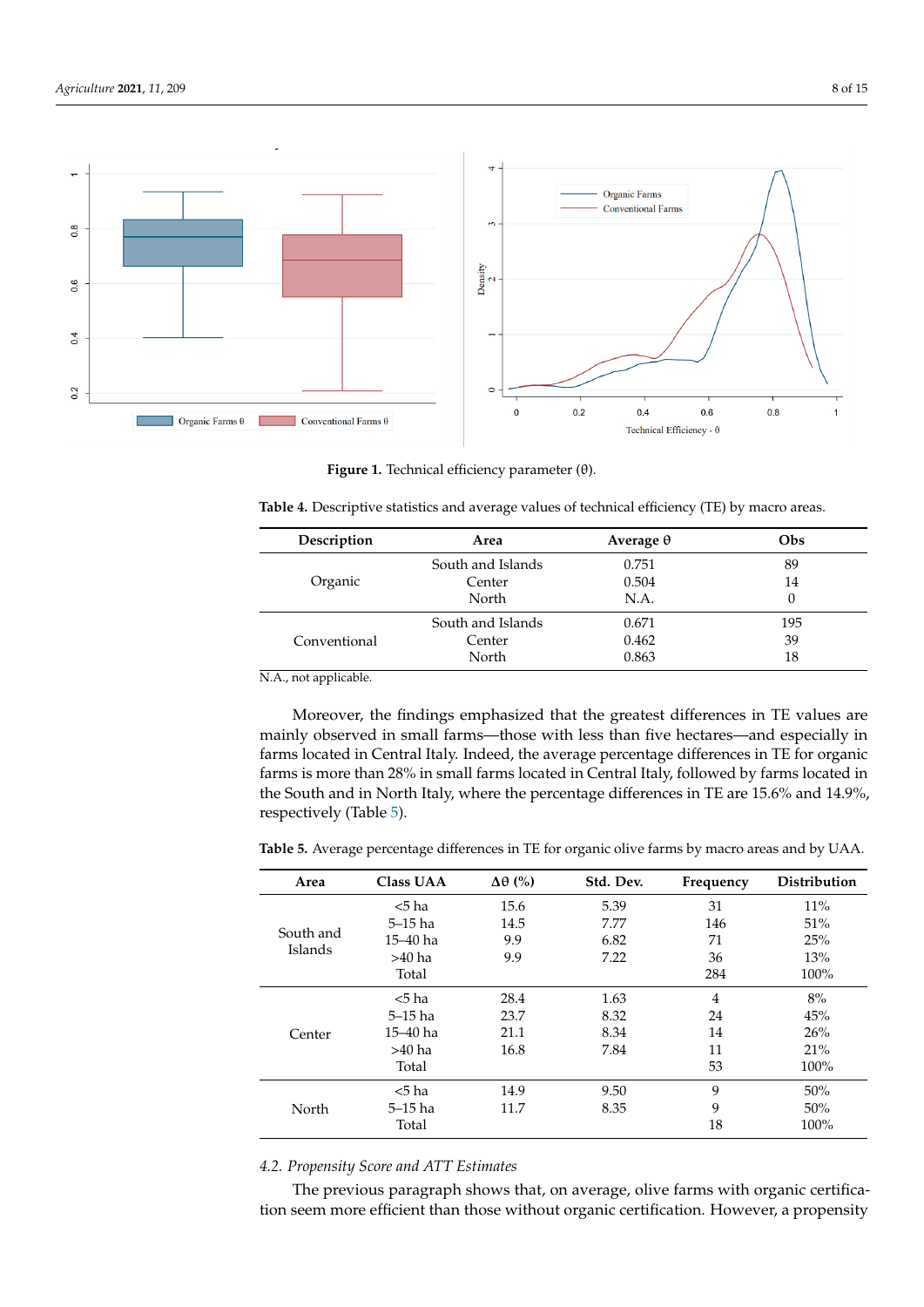**Figure 1.** Technical efficiency parameter (θ).

**Table 4.** Descriptive statistics and average values of technical efficiency (TE) by macro areas.

| Description | Area | Average θ | Obs |
|---|---|---|---|
| Organic | South and Islands | 0.751 | 89 |
| | Center | 0.504 | 14 |
| | North | N.A. | 0 |
| Conventional | South and Islands | 0.671 | 195 |
| | Center | 0.462 | 39 |
| | North | 0.863 | 18 |

N.A., not applicable.

Moreover, the findings emphasized that the greatest differences in TE values are mainly observed in small farms—those with less than five hectares—and especially in farms located in Central Italy. Indeed, the average percentage differences in TE for organic farms is more than 28% in small farms located in Central Italy, followed by farms located in the South and in North Italy, where the percentage differences in TE are 15.6% and 14.9%, respectively (Table 5).

**Table 5.** Average percentage differences in TE for organic olive farms by macro areas and by UAA.

| Area | Class UAA | Δθ (%) | Std. Dev. | Frequency | Distribution |
|---|---|---|---|---|---|
| South and Islands | <5 ha | 15.6 | 5.39 | 31 | 11% |
| | 5–15 ha | 14.5 | 7.77 | 146 | 51% |
| | 15–40 ha | 9.9 | 6.82 | 71 | 25% |
| | >40 ha | 9.9 | 7.22 | 36 | 13% |
| | Total | | | 284 | 100% |
| Center | <5 ha | 28.4 | 1.63 | 4 | 8% |
| | 5–15 ha | 23.7 | 8.32 | 24 | 45% |
| | 15–40 ha | 21.1 | 8.34 | 14 | 26% |
| | >40 ha | 16.8 | 7.84 | 11 | 21% |
| | Total | | | 53 | 100% |
| North | <5 ha | 14.9 | 9.50 | 9 | 50% |
| | 5–15 ha | 11.7 | 8.35 | 9 | 50% |
| | Total | | | 18 | 100% |

### *4.2. Propensity Score and ATT Estimates*

The previous paragraph shows that, on average, olive farms with organic certification seem more efficient than those without organic certification. However, a propensity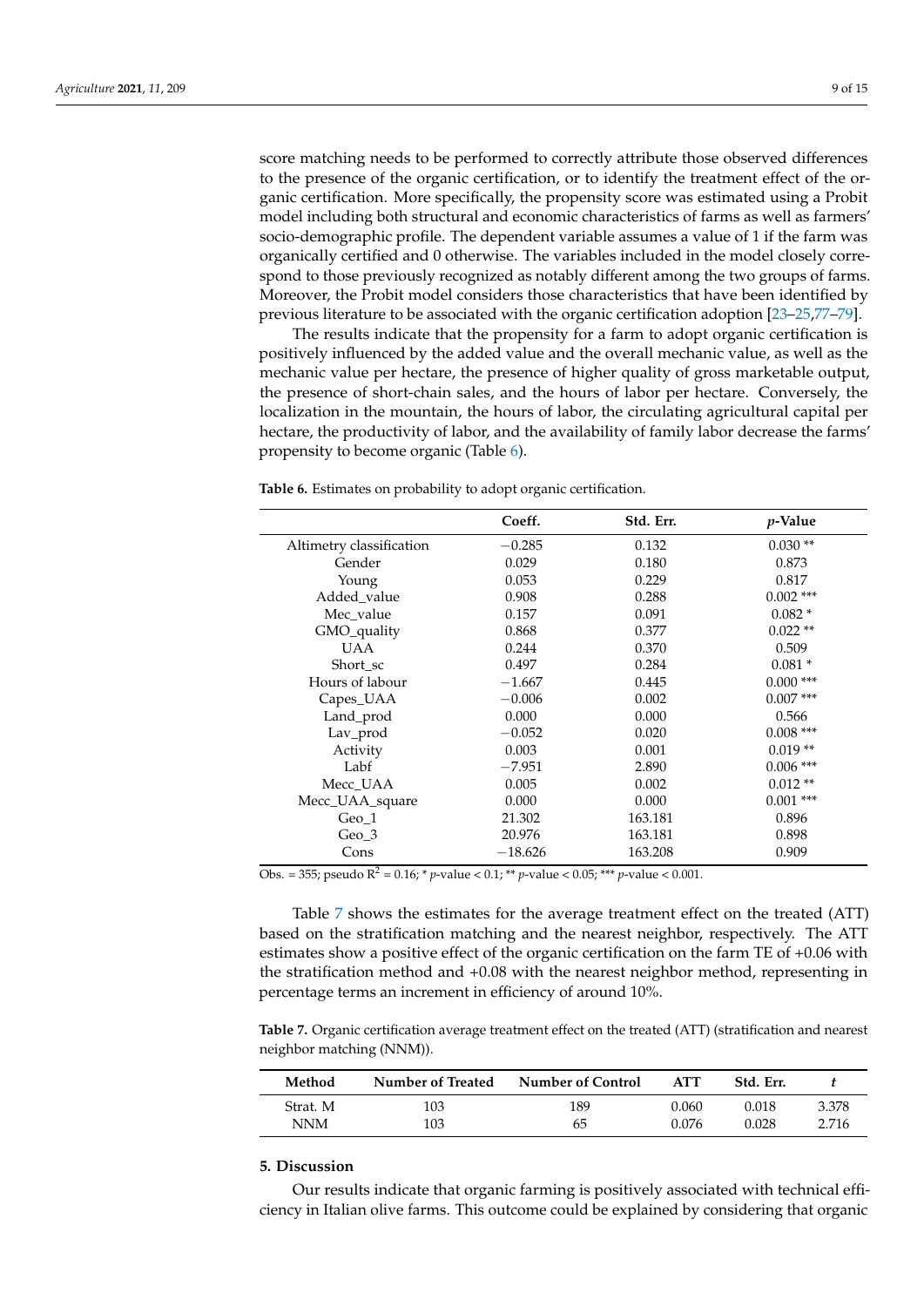score matching needs to be performed to correctly attribute those observed differences to the presence of the organic certification, or to identify the treatment effect of the organic certification. More specifically, the propensity score was estimated using a Probit model including both structural and economic characteristics of farms as well as farmers' socio-demographic profile. The dependent variable assumes a value of 1 if the farm was organically certified and 0 otherwise. The variables included in the model closely correspond to those previously recognized as notably different among the two groups of farms. Moreover, the Probit model considers those characteristics that have been identified by previous literature to be associated with the organic certification adoption [23–25,77–79].

The results indicate that the propensity for a farm to adopt organic certification is positively influenced by the added value and the overall mechanic value, as well as the mechanic value per hectare, the presence of higher quality of gross marketable output, the presence of short-chain sales, and the hours of labor per hectare. Conversely, the localization in the mountain, the hours of labor, the circulating agricultural capital per hectare, the productivity of labor, and the availability of family labor decrease the farms' propensity to become organic (Table 6).

**Table 6.** Estimates on probability to adopt organic certification.

| | Coeff. | Std. Err. | *p*-Value |
|---|---|---|---|
| Altimetry classification | −0.285 | 0.132 | 0.030 ** |
| Gender | 0.029 | 0.180 | 0.873 |
| Young | 0.053 | 0.229 | 0.817 |
| Added_value | 0.908 | 0.288 | 0.002 *** |
| Mec_value | 0.157 | 0.091 | 0.082 * |
| GMO_quality | 0.868 | 0.377 | 0.022 ** |
| UAA | 0.244 | 0.370 | 0.509 |
| Short_sc | 0.497 | 0.284 | 0.081 * |
| Hours of labour | −1.667 | 0.445 | 0.000 *** |
| Capes_UAA | −0.006 | 0.002 | 0.007 *** |
| Land_prod | 0.000 | 0.000 | 0.566 |
| Lav_prod | −0.052 | 0.020 | 0.008 *** |
| Activity | 0.003 | 0.001 | 0.019 ** |
| Labf | −7.951 | 2.890 | 0.006 *** |
| Mecc_UAA | 0.005 | 0.002 | 0.012 ** |
| Mecc_UAA_square | 0.000 | 0.000 | 0.001 *** |
| Geo_1 | 21.302 | 163.181 | 0.896 |
| Geo_3 | 20.976 | 163.181 | 0.898 |
| Cons | −18.626 | 163.208 | 0.909 |

Obs. = 355; pseudo $R^2$ = 0.16; * *p*-value < 0.1; ** *p*-value < 0.05; *** *p*-value < 0.001.

Table 7 shows the estimates for the average treatment effect on the treated (ATT) based on the stratification matching and the nearest neighbor, respectively. The ATT estimates show a positive effect of the organic certification on the farm TE of +0.06 with the stratification method and +0.08 with the nearest neighbor method, representing in percentage terms an increment in efficiency of around 10%.

**Table 7.** Organic certification average treatment effect on the treated (ATT) (stratification and nearest neighbor matching (NNM)).

| Method | Number of Treated | Number of Control | ATT | Std. Err. | *t* |
|---|---|---|---|---|---|
| Strat. M | 103 | 189 | 0.060 | 0.018 | 3.378 |
| NNM | 103 | 65 | 0.076 | 0.028 | 2.716 |

## 5. Discussion

Our results indicate that organic farming is positively associated with technical efficiency in Italian olive farms. This outcome could be explained by considering that organic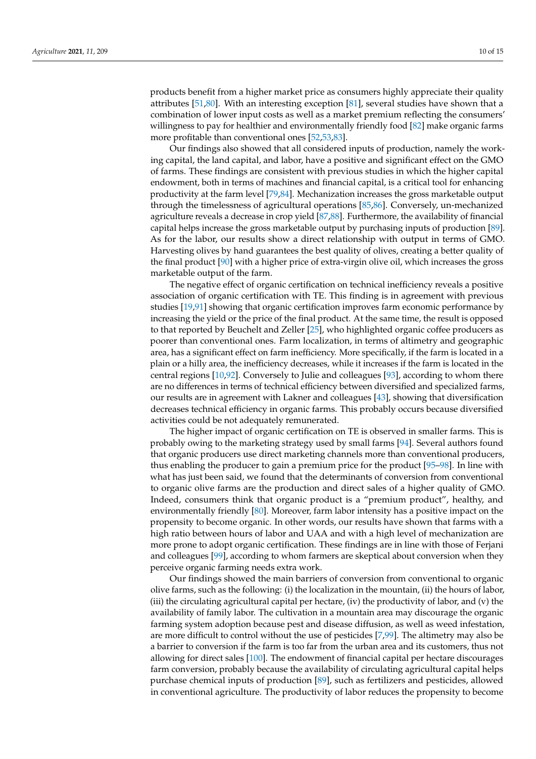products benefit from a higher market price as consumers highly appreciate their quality attributes [51,80]. With an interesting exception [81], several studies have shown that a combination of lower input costs as well as a market premium reflecting the consumers' willingness to pay for healthier and environmentally friendly food [82] make organic farms more profitable than conventional ones [52,53,83].

Our findings also showed that all considered inputs of production, namely the working capital, the land capital, and labor, have a positive and significant effect on the GMO of farms. These findings are consistent with previous studies in which the higher capital endowment, both in terms of machines and financial capital, is a critical tool for enhancing productivity at the farm level [79,84]. Mechanization increases the gross marketable output through the timelessness of agricultural operations [85,86]. Conversely, un-mechanized agriculture reveals a decrease in crop yield [87,88]. Furthermore, the availability of financial capital helps increase the gross marketable output by purchasing inputs of production [89]. As for the labor, our results show a direct relationship with output in terms of GMO. Harvesting olives by hand guarantees the best quality of olives, creating a better quality of the final product [90] with a higher price of extra-virgin olive oil, which increases the gross marketable output of the farm.

The negative effect of organic certification on technical inefficiency reveals a positive association of organic certification with TE. This finding is in agreement with previous studies [19,91] showing that organic certification improves farm economic performance by increasing the yield or the price of the final product. At the same time, the result is opposed to that reported by Beuchelt and Zeller [25], who highlighted organic coffee producers as poorer than conventional ones. Farm localization, in terms of altimetry and geographic area, has a significant effect on farm inefficiency. More specifically, if the farm is located in a plain or a hilly area, the inefficiency decreases, while it increases if the farm is located in the central regions [10,92]. Conversely to Julie and colleagues [93], according to whom there are no differences in terms of technical efficiency between diversified and specialized farms, our results are in agreement with Lakner and colleagues [43], showing that diversification decreases technical efficiency in organic farms. This probably occurs because diversified activities could be not adequately remunerated.

The higher impact of organic certification on TE is observed in smaller farms. This is probably owing to the marketing strategy used by small farms [94]. Several authors found that organic producers use direct marketing channels more than conventional producers, thus enabling the producer to gain a premium price for the product [95–98]. In line with what has just been said, we found that the determinants of conversion from conventional to organic olive farms are the production and direct sales of a higher quality of GMO. Indeed, consumers think that organic product is a "premium product", healthy, and environmentally friendly [80]. Moreover, farm labor intensity has a positive impact on the propensity to become organic. In other words, our results have shown that farms with a high ratio between hours of labor and UAA and with a high level of mechanization are more prone to adopt organic certification. These findings are in line with those of Ferjani and colleagues [99], according to whom farmers are skeptical about conversion when they perceive organic farming needs extra work.

Our findings showed the main barriers of conversion from conventional to organic olive farms, such as the following: (i) the localization in the mountain, (ii) the hours of labor, (iii) the circulating agricultural capital per hectare, (iv) the productivity of labor, and (v) the availability of family labor. The cultivation in a mountain area may discourage the organic farming system adoption because pest and disease diffusion, as well as weed infestation, are more difficult to control without the use of pesticides [7,99]. The altimetry may also be a barrier to conversion if the farm is too far from the urban area and its customers, thus not allowing for direct sales [100]. The endowment of financial capital per hectare discourages farm conversion, probably because the availability of circulating agricultural capital helps purchase chemical inputs of production [89], such as fertilizers and pesticides, allowed in conventional agriculture. The productivity of labor reduces the propensity to become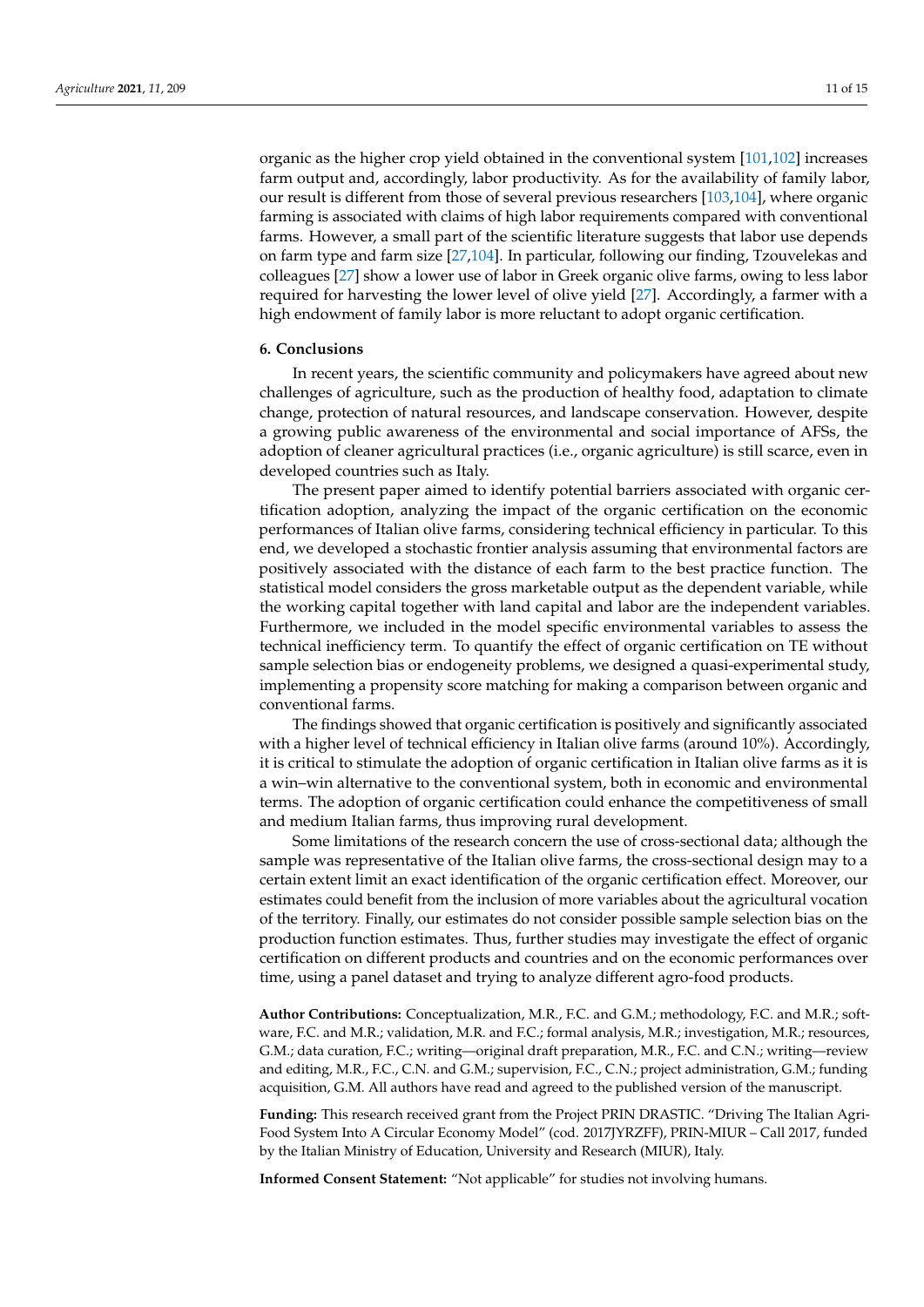organic as the higher crop yield obtained in the conventional system [101,102] increases farm output and, accordingly, labor productivity. As for the availability of family labor, our result is different from those of several previous researchers [103,104], where organic farming is associated with claims of high labor requirements compared with conventional farms. However, a small part of the scientific literature suggests that labor use depends on farm type and farm size [27,104]. In particular, following our finding, Tzouvelekas and colleagues [27] show a lower use of labor in Greek organic olive farms, owing to less labor required for harvesting the lower level of olive yield [27]. Accordingly, a farmer with a high endowment of family labor is more reluctant to adopt organic certification.

## 6. Conclusions

In recent years, the scientific community and policymakers have agreed about new challenges of agriculture, such as the production of healthy food, adaptation to climate change, protection of natural resources, and landscape conservation. However, despite a growing public awareness of the environmental and social importance of AFSs, the adoption of cleaner agricultural practices (i.e., organic agriculture) is still scarce, even in developed countries such as Italy.

The present paper aimed to identify potential barriers associated with organic certification adoption, analyzing the impact of the organic certification on the economic performances of Italian olive farms, considering technical efficiency in particular. To this end, we developed a stochastic frontier analysis assuming that environmental factors are positively associated with the distance of each farm to the best practice function. The statistical model considers the gross marketable output as the dependent variable, while the working capital together with land capital and labor are the independent variables. Furthermore, we included in the model specific environmental variables to assess the technical inefficiency term. To quantify the effect of organic certification on TE without sample selection bias or endogeneity problems, we designed a quasi-experimental study, implementing a propensity score matching for making a comparison between organic and conventional farms.

The findings showed that organic certification is positively and significantly associated with a higher level of technical efficiency in Italian olive farms (around 10%). Accordingly, it is critical to stimulate the adoption of organic certification in Italian olive farms as it is a win–win alternative to the conventional system, both in economic and environmental terms. The adoption of organic certification could enhance the competitiveness of small and medium Italian farms, thus improving rural development.

Some limitations of the research concern the use of cross-sectional data; although the sample was representative of the Italian olive farms, the cross-sectional design may to a certain extent limit an exact identification of the organic certification effect. Moreover, our estimates could benefit from the inclusion of more variables about the agricultural vocation of the territory. Finally, our estimates do not consider possible sample selection bias on the production function estimates. Thus, further studies may investigate the effect of organic certification on different products and countries and on the economic performances over time, using a panel dataset and trying to analyze different agro-food products.

**Author Contributions:** Conceptualization, M.R., F.C. and G.M.; methodology, F.C. and M.R.; software, F.C. and M.R.; validation, M.R. and F.C.; formal analysis, M.R.; investigation, M.R.; resources, G.M.; data curation, F.C.; writing—original draft preparation, M.R., F.C. and C.N.; writing—review and editing, M.R., F.C., C.N. and G.M.; supervision, F.C., C.N.; project administration, G.M.; funding acquisition, G.M. All authors have read and agreed to the published version of the manuscript.

**Funding:** This research received grant from the Project PRIN DRASTIC. "Driving The Italian Agri-Food System Into A Circular Economy Model" (cod. 2017JYRZFF), PRIN-MIUR – Call 2017, funded by the Italian Ministry of Education, University and Research (MIUR), Italy.

**Informed Consent Statement:** "Not applicable" for studies not involving humans.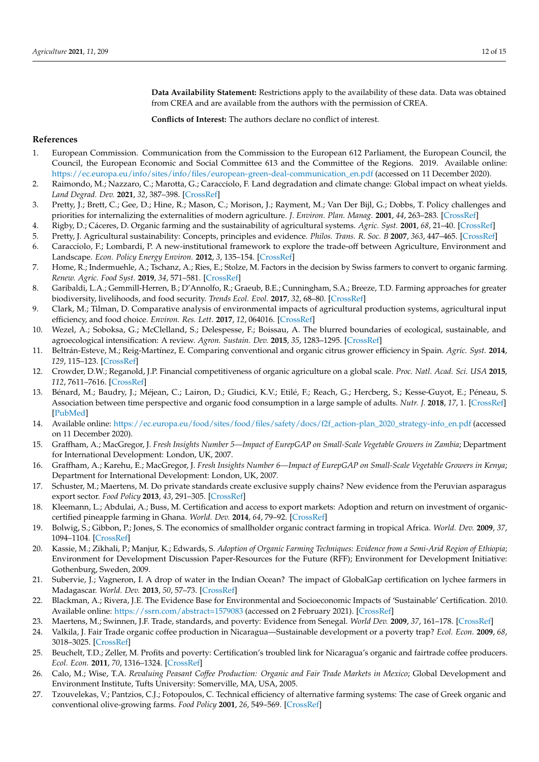**Data Availability Statement:** Restrictions apply to the availability of these data. Data was obtained from CREA and are available from the authors with the permission of CREA.

**Conflicts of Interest:** The authors declare no conflict of interest.

## References

1. European Commission. Communication from the Commission to the European 612 Parliament, the European Council, the Council, the European Economic and Social Committee 613 and the Committee of the Regions. 2019. Available online: https://ec.europa.eu/info/sites/info/files/european-green-deal-communication_en.pdf (accessed on 11 December 2020).
2. Raimondo, M.; Nazzaro, C.; Marotta, G.; Caracciolo, F. Land degradation and climate change: Global impact on wheat yields. *Land Degrad. Dev.* **2021**, *32*, 387–398. [CrossRef]
3. Pretty, J.; Brett, C.; Gee, D.; Hine, R.; Mason, C.; Morison, J.; Rayment, M.; Van Der Bijl, G.; Dobbs, T. Policy challenges and priorities for internalizing the externalities of modern agriculture. *J. Environ. Plan. Manag.* **2001**, *44*, 263–283. [CrossRef]
4. Rigby, D.; Cáceres, D. Organic farming and the sustainability of agricultural systems. *Agric. Syst.* **2001**, *68*, 21–40. [CrossRef]
5. Pretty, J. Agricultural sustainability: Concepts, principles and evidence. *Philos. Trans. R. Soc. B* **2007**, *363*, 447–465. [CrossRef]
6. Caracciolo, F.; Lombardi, P. A new-institutional framework to explore the trade-off between Agriculture, Environment and Landscape. *Econ. Policy Energy Environ.* **2012**, *3*, 135–154. [CrossRef]
7. Home, R.; Indermuehle, A.; Tschanz, A.; Ries, E.; Stolze, M. Factors in the decision by Swiss farmers to convert to organic farming. *Renew. Agric. Food Syst.* **2019**, *34*, 571–581. [CrossRef]
8. Garibaldi, L.A.; Gemmill-Herren, B.; D'Annolfo, R.; Graeub, B.E.; Cunningham, S.A.; Breeze, T.D. Farming approaches for greater biodiversity, livelihoods, and food security. *Trends Ecol. Evol.* **2017**, *32*, 68–80. [CrossRef]
9. Clark, M.; Tilman, D. Comparative analysis of environmental impacts of agricultural production systems, agricultural input efficiency, and food choice. *Environ. Res. Lett.* **2017**, *12*, 064016. [CrossRef]
10. Wezel, A.; Soboksa, G.; McClelland, S.; Delespesse, F.; Boissau, A. The blurred boundaries of ecological, sustainable, and agroecological intensification: A review. *Agron. Sustain. Dev.* **2015**, *35*, 1283–1295. [CrossRef]
11. Beltrán-Esteve, M.; Reig-Martínez, E. Comparing conventional and organic citrus grower efficiency in Spain. *Agric. Syst.* **2014**, *129*, 115–123. [CrossRef]
12. Crowder, D.W.; Reganold, J.P. Financial competitiveness of organic agriculture on a global scale. *Proc. Natl. Acad. Sci. USA* **2015**, *112*, 7611–7616. [CrossRef]
13. Bénard, M.; Baudry, J.; Méjean, C.; Lairon, D.; Giudici, K.V.; Etilé, F.; Reach, G.; Hercberg, S.; Kesse-Guyot, E.; Péneau, S. Association between time perspective and organic food consumption in a large sample of adults. *Nutr. J.* **2018**, *17*, 1. [CrossRef] [PubMed]
14. Available online: https://ec.europa.eu/food/sites/food/files/safety/docs/f2f_action-plan_2020_strategy-info_en.pdf (accessed on 11 December 2020).
15. Graffham, A.; MacGregor, J. *Fresh Insights Number 5—Impact of EurepGAP on Small-Scale Vegetable Growers in Zambia*; Department for International Development: London, UK, 2007.
16. Graffham, A.; Karehu, E.; MacGregor, J. *Fresh Insights Number 6—Impact of EurepGAP on Small-Scale Vegetable Growers in Kenya*; Department for International Development: London, UK, 2007.
17. Schuster, M.; Maertens, M. Do private standards create exclusive supply chains? New evidence from the Peruvian asparagus export sector. *Food Policy* **2013**, *43*, 291–305. [CrossRef]
18. Kleemann, L.; Abdulai, A.; Buss, M. Certification and access to export markets: Adoption and return on investment of organic-certified pineapple farming in Ghana. *World. Dev.* **2014**, *64*, 79–92. [CrossRef]
19. Bolwig, S.; Gibbon, P.; Jones, S. The economics of smallholder organic contract farming in tropical Africa. *World. Dev.* **2009**, *37*, 1094–1104. [CrossRef]
20. Kassie, M.; Zikhali, P.; Manjur, K.; Edwards, S. *Adoption of Organic Farming Techniques: Evidence from a Semi-Arid Region of Ethiopia*; Environment for Development Discussion Paper-Resources for the Future (RFF); Environment for Development Initiative: Gothenburg, Sweden, 2009.
21. Subervie, J.; Vagneron, I. A drop of water in the Indian Ocean? The impact of GlobalGap certification on lychee farmers in Madagascar. *World. Dev.* **2013**, *50*, 57–73. [CrossRef]
22. Blackman, A.; Rivera, J.E. The Evidence Base for Environmental and Socioeconomic Impacts of 'Sustainable' Certification. 2010. Available online: https://ssrn.com/abstract=1579083 (accessed on 2 February 2021). [CrossRef]
23. Maertens, M.; Swinnen, J.F. Trade, standards, and poverty: Evidence from Senegal. *World Dev.* **2009**, *37*, 161–178. [CrossRef]
24. Valkila, J. Fair Trade organic coffee production in Nicaragua—Sustainable development or a poverty trap? *Ecol. Econ.* **2009**, *68*, 3018–3025. [CrossRef]
25. Beuchelt, T.D.; Zeller, M. Profits and poverty: Certification's troubled link for Nicaragua's organic and fairtrade coffee producers. *Ecol. Econ.* **2011**, *70*, 1316–1324. [CrossRef]
26. Calo, M.; Wise, T.A. *Revaluing Peasant Coffee Production: Organic and Fair Trade Markets in Mexico*; Global Development and Environment Institute, Tufts University: Somerville, MA, USA, 2005.
27. Tzouvelekas, V.; Pantzios, C.J.; Fotopoulos, C. Technical efficiency of alternative farming systems: The case of Greek organic and conventional olive-growing farms. *Food Policy* **2001**, *26*, 549–569. [CrossRef]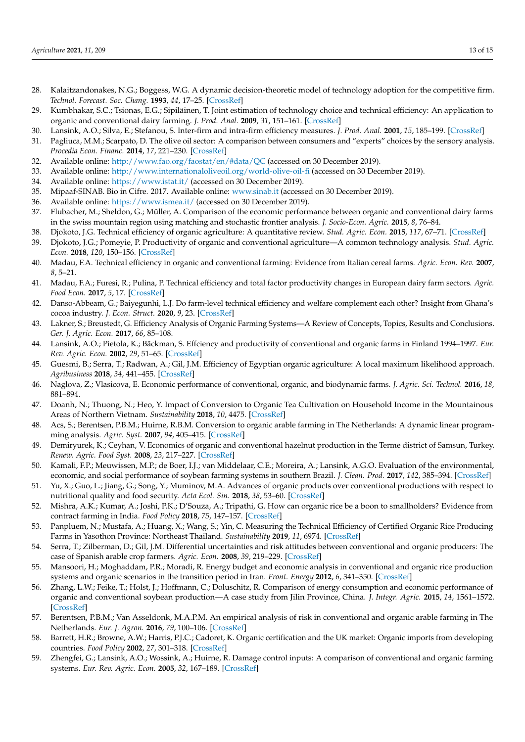28. Kalaitzandonakes, N.G.; Boggess, W.G. A dynamic decision-theoretic model of technology adoption for the competitive firm. *Technol. Forecast. Soc. Chang.* **1993**, *44*, 17–25. [CrossRef]
29. Kumbhakar, S.C.; Tsionas, E.G.; Sipiläinen, T. Joint estimation of technology choice and technical efficiency: An application to organic and conventional dairy farming. *J. Prod. Anal.* **2009**, *31*, 151–161. [CrossRef]
30. Lansink, A.O.; Silva, E.; Stefanou, S. Inter-firm and intra-firm efficiency measures. *J. Prod. Anal.* **2001**, *15*, 185–199. [CrossRef]
31. Pagliuca, M.M.; Scarpato, D. The olive oil sector: A comparison between consumers and "experts" choices by the sensory analysis. *Procedia Econ. Financ.* **2014**, *17*, 221–230. [CrossRef]
32. Available online: http://www.fao.org/faostat/en/#data/QC (accessed on 30 December 2019).
33. Available online: http://www.internationaloliveoil.org/world-olive-oil-fi (accessed on 30 December 2019).
34. Available online: https://www.istat.it/ (accessed on 30 December 2019).
35. Mipaaf-SINAB. Bio in Cifre. 2017. Available online: www.sinab.it (accessed on 30 December 2019).
36. Available online: https://www.ismea.it/ (accessed on 30 December 2019).
37. Flubacher, M.; Sheldon, G.; Müller, A. Comparison of the economic performance between organic and conventional dairy farms in the swiss mountain region using matching and stochastic frontier analysis. *J. Socio-Econ. Agric.* **2015**, *8*, 76–84.
38. Djokoto, J.G. Technical efficiency of organic agriculture: A quantitative review. *Stud. Agric. Econ.* **2015**, *117*, 67–71. [CrossRef]
39. Djokoto, J.G.; Pomeyie, P. Productivity of organic and conventional agriculture—A common technology analysis. *Stud. Agric. Econ.* **2018**, *120*, 150–156. [CrossRef]
40. Madau, F.A. Technical efficiency in organic and conventional farming: Evidence from Italian cereal farms. *Agric. Econ. Rev.* **2007**, *8*, 5–21.
41. Madau, F.A.; Furesi, R.; Pulina, P. Technical efficiency and total factor productivity changes in European dairy farm sectors. *Agric. Food Econ.* **2017**, *5*, 17. [CrossRef]
42. Danso-Abbeam, G.; Baiyegunhi, L.J. Do farm-level technical efficiency and welfare complement each other? Insight from Ghana's cocoa industry. *J. Econ. Struct.* **2020**, *9*, 23. [CrossRef]
43. Lakner, S.; Breustedt, G. Efficiency Analysis of Organic Farming Systems—A Review of Concepts, Topics, Results and Conclusions. *Ger. J. Agric. Econ.* **2017**, *66*, 85–108.
44. Lansink, A.O.; Pietola, K.; Bäckman, S. Effciency and productivity of conventional and organic farms in Finland 1994–1997. *Eur. Rev. Agric. Econ.* **2002**, *29*, 51–65. [CrossRef]
45. Guesmi, B.; Serra, T.; Radwan, A.; Gil, J.M. Efficiency of Egyptian organic agriculture: A local maximum likelihood approach. *Agribusiness* **2018**, *34*, 441–455. [CrossRef]
46. Naglova, Z.; Vlasicova, E. Economic performance of conventional, organic, and biodynamic farms. *J. Agric. Sci. Technol.* **2016**, *18*, 881–894.
47. Doanh, N.; Thuong, N.; Heo, Y. Impact of Conversion to Organic Tea Cultivation on Household Income in the Mountainous Areas of Northern Vietnam. *Sustainability* **2018**, *10*, 4475. [CrossRef]
48. Acs, S.; Berentsen, P.B.M.; Huirne, R.B.M. Conversion to organic arable farming in The Netherlands: A dynamic linear programming analysis. *Agric. Syst.* **2007**, *94*, 405–415. [CrossRef]
49. Demiryurek, K.; Ceyhan, V. Economics of organic and conventional hazelnut production in the Terme district of Samsun, Turkey. *Renew. Agric. Food Syst.* **2008**, *23*, 217–227. [CrossRef]
50. Kamali, F.P.; Meuwissen, M.P.; de Boer, I.J.; van Middelaar, C.E.; Moreira, A.; Lansink, A.G.O. Evaluation of the environmental, economic, and social performance of soybean farming systems in southern Brazil. *J. Clean. Prod.* **2017**, *142*, 385–394. [CrossRef]
51. Yu, X.; Guo, L.; Jiang, G.; Song, Y.; Muminov, M.A. Advances of organic products over conventional productions with respect to nutritional quality and food security. *Acta Ecol. Sin.* **2018**, *38*, 53–60. [CrossRef]
52. Mishra, A.K.; Kumar, A.; Joshi, P.K.; D'Souza, A.; Tripathi, G. How can organic rice be a boon to smallholders? Evidence from contract farming in India. *Food Policy* **2018**, *75*, 147–157. [CrossRef]
53. Panpluem, N.; Mustafa, A.; Huang, X.; Wang, S.; Yin, C. Measuring the Technical Efficiency of Certified Organic Rice Producing Farms in Yasothon Province: Northeast Thailand. *Sustainability* **2019**, *11*, 6974. [CrossRef]
54. Serra, T.; Zilberman, D.; Gil, J.M. Differential uncertainties and risk attitudes between conventional and organic producers: The case of Spanish arable crop farmers. *Agric. Econ.* **2008**, *39*, 219–229. [CrossRef]
55. Mansoori, H.; Moghaddam, P.R.; Moradi, R. Energy budget and economic analysis in conventional and organic rice production systems and organic scenarios in the transition period in Iran. *Front. Energy* **2012**, *6*, 341–350. [CrossRef]
56. Zhang, L.W.; Feike, T.; Holst, J.; Hoffmann, C.; Doluschitz, R. Comparison of energy consumption and economic performance of organic and conventional soybean production—A case study from Jilin Province, China. *J. Integr. Agric.* **2015**, *14*, 1561–1572. [CrossRef]
57. Berentsen, P.B.M.; Van Asseldonk, M.A.P.M. An empirical analysis of risk in conventional and organic arable farming in The Netherlands. *Eur. J. Agron.* **2016**, *79*, 100–106. [CrossRef]
58. Barrett, H.R.; Browne, A.W.; Harris, P.J.C.; Cadoret, K. Organic certification and the UK market: Organic imports from developing countries. *Food Policy* **2002**, *27*, 301–318. [CrossRef]
59. Zhengfei, G.; Lansink, A.O.; Wossink, A.; Huirne, R. Damage control inputs: A comparison of conventional and organic farming systems. *Eur. Rev. Agric. Econ.* **2005**, *32*, 167–189. [CrossRef]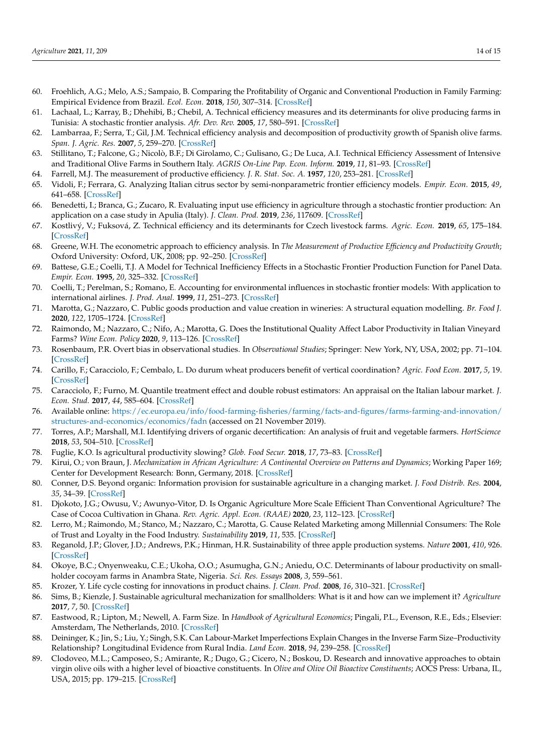60. Froehlich, A.G.; Melo, A.S.; Sampaio, B. Comparing the Profitability of Organic and Conventional Production in Family Farming: Empirical Evidence from Brazil. *Ecol. Econ.* **2018**, *150*, 307–314. [CrossRef]
61. Lachaal, L.; Karray, B.; Dhehibi, B.; Chebil, A. Technical efficiency measures and its determinants for olive producing farms in Tunisia: A stochastic frontier analysis. *Afr. Dev. Rev.* **2005**, *17*, 580–591. [CrossRef]
62. Lambarraa, F.; Serra, T.; Gil, J.M. Technical efficiency analysis and decomposition of productivity growth of Spanish olive farms. *Span. J. Agric. Res.* **2007**, *5*, 259–270. [CrossRef]
63. Stillitano, T.; Falcone, G.; Nicolò, B.F.; Di Girolamo, C.; Gulisano, G.; De Luca, A.I. Technical Efficiency Assessment of Intensive and Traditional Olive Farms in Southern Italy. *AGRIS On-Line Pap. Econ. Inform.* **2019**, *11*, 81–93. [CrossRef]
64. Farrell, M.J. The measurement of productive efficiency. *J. R. Stat. Soc. A.* **1957**, *120*, 253–281. [CrossRef]
65. Vidoli, F.; Ferrara, G. Analyzing Italian citrus sector by semi-nonparametric frontier efficiency models. *Empir. Econ.* **2015**, *49*, 641–658. [CrossRef]
66. Benedetti, I.; Branca, G.; Zucaro, R. Evaluating input use efficiency in agriculture through a stochastic frontier production: An application on a case study in Apulia (Italy). *J. Clean. Prod.* **2019**, *236*, 117609. [CrossRef]
67. Kostlivý, V.; Fuksová, Z. Technical efficiency and its determinants for Czech livestock farms. *Agric. Econ.* **2019**, *65*, 175–184. [CrossRef]
68. Greene, W.H. The econometric approach to efficiency analysis. In *The Measurement of Productive Efficiency and Productivity Growth*; Oxford University: Oxford, UK, 2008; pp. 92–250. [CrossRef]
69. Battese, G.E.; Coelli, T.J. A Model for Technical Inefficiency Effects in a Stochastic Frontier Production Function for Panel Data. *Empir. Econ.* **1995**, *20*, 325–332. [CrossRef]
70. Coelli, T.; Perelman, S.; Romano, E. Accounting for environmental influences in stochastic frontier models: With application to international airlines. *J. Prod. Anal.* **1999**, *11*, 251–273. [CrossRef]
71. Marotta, G.; Nazzaro, C. Public goods production and value creation in wineries: A structural equation modelling. *Br. Food J.* **2020**, *122*, 1705–1724. [CrossRef]
72. Raimondo, M.; Nazzaro, C.; Nifo, A.; Marotta, G. Does the Institutional Quality Affect Labor Productivity in Italian Vineyard Farms? *Wine Econ. Policy* **2020**, *9*, 113–126. [CrossRef]
73. Rosenbaum, P.R. Overt bias in observational studies. In *Observational Studies*; Springer: New York, NY, USA, 2002; pp. 71–104. [CrossRef]
74. Carillo, F.; Caracciolo, F.; Cembalo, L. Do durum wheat producers benefit of vertical coordination? *Agric. Food Econ.* **2017**, *5*, 19. [CrossRef]
75. Caracciolo, F.; Furno, M. Quantile treatment effect and double robust estimators: An appraisal on the Italian labour market. *J. Econ. Stud.* **2017**, *44*, 585–604. [CrossRef]
76. Available online: https://ec.europa.eu/info/food-farming-fisheries/farming/facts-and-figures/farms-farming-and-innovation/structures-and-economics/economics/fadn (accessed on 21 November 2019).
77. Torres, A.P.; Marshall, M.I. Identifying drivers of organic decertification: An analysis of fruit and vegetable farmers. *HortScience* **2018**, *53*, 504–510. [CrossRef]
78. Fuglie, K.O. Is agricultural productivity slowing? *Glob. Food Secur.* **2018**, *17*, 73–83. [CrossRef]
79. Kirui, O.; von Braun, J. *Mechanization in African Agriculture: A Continental Overview on Patterns and Dynamics*; Working Paper 169; Center for Development Research: Bonn, Germany, 2018. [CrossRef]
80. Conner, D.S. Beyond organic: Information provision for sustainable agriculture in a changing market. *J. Food Distrib. Res.* **2004**, *35*, 34–39. [CrossRef]
81. Djokoto, J.G.; Owusu, V.; Awunyo-Vitor, D. Is Organic Agriculture More Scale Efficient Than Conventional Agriculture? The Case of Cocoa Cultivation in Ghana. *Rev. Agric. Appl. Econ. (RAAE)* **2020**, *23*, 112–123. [CrossRef]
82. Lerro, M.; Raimondo, M.; Stanco, M.; Nazzaro, C.; Marotta, G. Cause Related Marketing among Millennial Consumers: The Role of Trust and Loyalty in the Food Industry. *Sustainability* **2019**, *11*, 535. [CrossRef]
83. Reganold, J.P.; Glover, J.D.; Andrews, P.K.; Hinman, H.R. Sustainability of three apple production systems. *Nature* **2001**, *410*, 926. [CrossRef]
84. Okoye, B.C.; Onyenweaku, C.E.; Ukoha, O.O.; Asumugha, G.N.; Aniedu, O.C. Determinants of labour productivity on small-holder cocoyam farms in Anambra State, Nigeria. *Sci. Res. Essays* **2008**, *3*, 559–561.
85. Krozer, Y. Life cycle costing for innovations in product chains. *J. Clean. Prod.* **2008**, *16*, 310–321. [CrossRef]
86. Sims, B.; Kienzle, J. Sustainable agricultural mechanization for smallholders: What is it and how can we implement it? *Agriculture* **2017**, *7*, 50. [CrossRef]
87. Eastwood, R.; Lipton, M.; Newell, A. Farm Size. In *Handbook of Agricultural Economics*; Pingali, P.L., Evenson, R.E., Eds.; Elsevier: Amsterdam, The Netherlands, 2010. [CrossRef]
88. Deininger, K.; Jin, S.; Liu, Y.; Singh, S.K. Can Labour-Market Imperfections Explain Changes in the Inverse Farm Size–Productivity Relationship? Longitudinal Evidence from Rural India. *Land Econ.* **2018**, *94*, 239–258. [CrossRef]
89. Clodoveo, M.L.; Camposeo, S.; Amirante, R.; Dugo, G.; Cicero, N.; Boskou, D. Research and innovative approaches to obtain virgin olive oils with a higher level of bioactive constituents. In *Olive and Olive Oil Bioactive Constituents*; AOCS Press: Urbana, IL, USA, 2015; pp. 179–215. [CrossRef]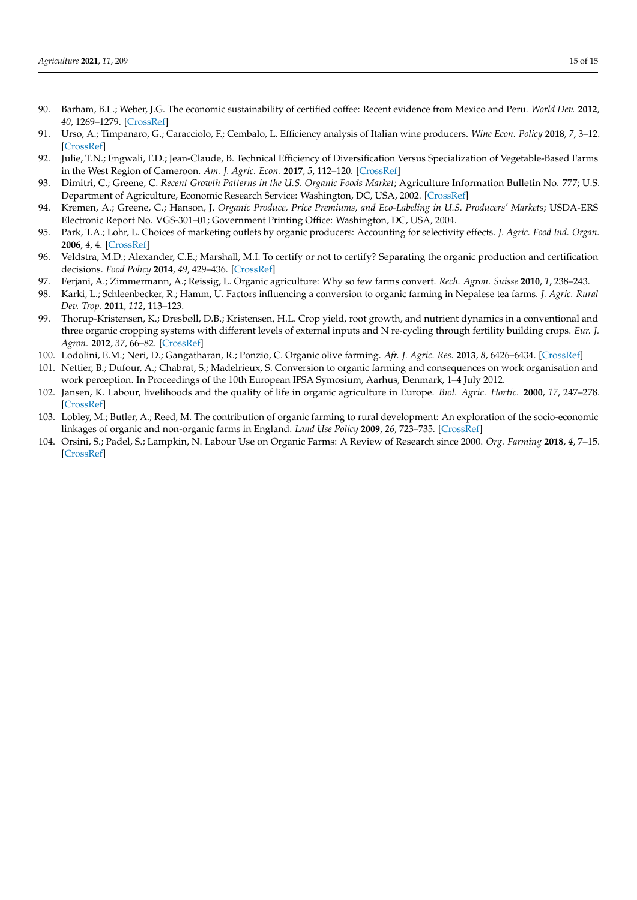90. Barham, B.L.; Weber, J.G. The economic sustainability of certified coffee: Recent evidence from Mexico and Peru. *World Dev.* **2012**, *40*, 1269–1279. [CrossRef]
91. Urso, A.; Timpanaro, G.; Caracciolo, F.; Cembalo, L. Efficiency analysis of Italian wine producers. *Wine Econ. Policy* **2018**, *7*, 3–12. [CrossRef]
92. Julie, T.N.; Engwali, F.D.; Jean-Claude, B. Technical Efficiency of Diversification Versus Specialization of Vegetable-Based Farms in the West Region of Cameroon. *Am. J. Agric. Econ.* **2017**, *5*, 112–120. [CrossRef]
93. Dimitri, C.; Greene, C. *Recent Growth Patterns in the U.S. Organic Foods Market*; Agriculture Information Bulletin No. 777; U.S. Department of Agriculture, Economic Research Service: Washington, DC, USA, 2002. [CrossRef]
94. Kremen, A.; Greene, C.; Hanson, J. *Organic Produce, Price Premiums, and Eco-Labeling in U.S. Producers' Markets*; USDA-ERS Electronic Report No. VGS-301–01; Government Printing Office: Washington, DC, USA, 2004.
95. Park, T.A.; Lohr, L. Choices of marketing outlets by organic producers: Accounting for selectivity effects. *J. Agric. Food Ind. Organ.* **2006**, *4*, 4. [CrossRef]
96. Veldstra, M.D.; Alexander, C.E.; Marshall, M.I. To certify or not to certify? Separating the organic production and certification decisions. *Food Policy* **2014**, *49*, 429–436. [CrossRef]
97. Ferjani, A.; Zimmermann, A.; Reissig, L. Organic agriculture: Why so few farms convert. *Rech. Agron. Suisse* **2010**, *1*, 238–243.
98. Karki, L.; Schleenbecker, R.; Hamm, U. Factors influencing a conversion to organic farming in Nepalese tea farms. *J. Agric. Rural Dev. Trop.* **2011**, *112*, 113–123.
99. Thorup-Kristensen, K.; Dresbøll, D.B.; Kristensen, H.L. Crop yield, root growth, and nutrient dynamics in a conventional and three organic cropping systems with different levels of external inputs and N re-cycling through fertility building crops. *Eur. J. Agron.* **2012**, *37*, 66–82. [CrossRef]
100. Lodolini, E.M.; Neri, D.; Gangatharan, R.; Ponzio, C. Organic olive farming. *Afr. J. Agric. Res.* **2013**, *8*, 6426–6434. [CrossRef]
101. Nettier, B.; Dufour, A.; Chabrat, S.; Madelrieux, S. Conversion to organic farming and consequences on work organisation and work perception. In Proceedings of the 10th European IFSA Symosium, Aarhus, Denmark, 1–4 July 2012.
102. Jansen, K. Labour, livelihoods and the quality of life in organic agriculture in Europe. *Biol. Agric. Hortic.* **2000**, *17*, 247–278. [CrossRef]
103. Lobley, M.; Butler, A.; Reed, M. The contribution of organic farming to rural development: An exploration of the socio-economic linkages of organic and non-organic farms in England. *Land Use Policy* **2009**, *26*, 723–735. [CrossRef]
104. Orsini, S.; Padel, S.; Lampkin, N. Labour Use on Organic Farms: A Review of Research since 2000. *Org. Farming* **2018**, *4*, 7–15. [CrossRef]